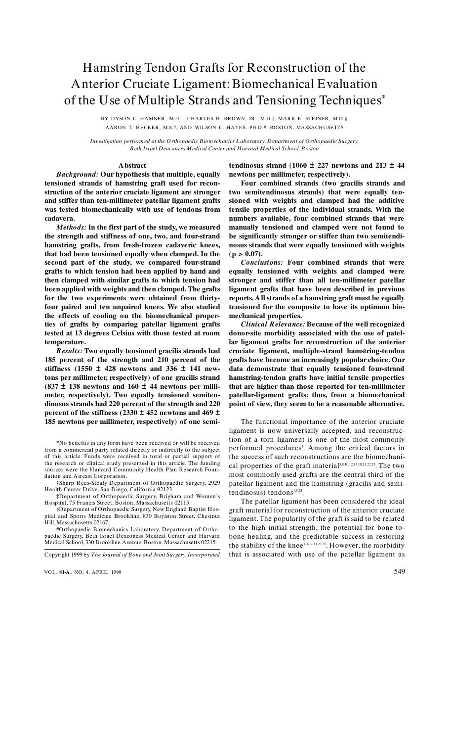# Hamstring Tendon Grafts for Reconstruction of the Anterior Cruciate Ligament: Biomechanical Evaluation of the Use of Multiple Strands and Tensioning Techniques*

BY DYSON L. HAMNER, M.D.†, CHARLES H. BROWN, JR., M.D.‡, MARK E. STEINER, M.D.§, AARON T. HECKER, M.S.#, AND WILSON C. HAYES, PH.D.#, BOSTON, MASSACHUSETTS

*Investigation performed at the Orthopaedic Biomechanics Laboratory, Department of Orthopaedic Surgery, Beth Israel Deaconess Medical Center and Harvard Medical School, Boston*

## Abstract

***Background:*** **Our hypothesis that multiple, equally tensioned strands of hamstring graft used for reconstruction of the anterior cruciate ligament are stronger and stiffer than ten-millimeter patellar ligament grafts was tested biomechanically with use of tendons from cadavera.**

***Methods:*** **In the first part of the study, we measured the strength and stiffness of one, two, and four-strand hamstring grafts, from fresh-frozen cadaveric knees, that had been tensioned equally when clamped. In the second part of the study, we compared four-strand grafts to which tension had been applied by hand and then clamped with similar grafts to which tension had been applied with weights and then clamped. The grafts for the two experiments were obtained from thirty-four paired and ten unpaired knees. We also studied the effects of cooling on the biomechanical properties of grafts by comparing patellar ligament grafts tested at 13 degrees Celsius with those tested at room temperature.**

***Results:*** **Two equally tensioned gracilis strands had 185 percent of the strength and 210 percent of the stiffness (1550 ± 428 newtons and 336 ± 141 newtons per millimeter, respectively) of one gracilis strand (837 ± 138 newtons and 160 ± 44 newtons per millimeter, respectively). Two equally tensioned semitendinosus strands had 220 percent of the strength and 220 percent of the stiffness (2330 ± 452 newtons and 469 ± 185 newtons per millimeter, respectively) of one semitendinosus strand (1060 ± 227 newtons and 213 ± 44 newtons per millimeter, respectively).**

**Four combined strands (two gracilis strands and two semitendinosus strands) that were equally tensioned with weights and clamped had the additive tensile properties of the individual strands. With the numbers available, four combined strands that were manually tensioned and clamped were not found to be significantly stronger or stiffer than two semitendinosus strands that were equally tensioned with weights ($p > 0.07$).**

***Conclusions:*** **Four combined strands that were equally tensioned with weights and clamped were stronger and stiffer than all ten-millimeter patellar ligament grafts that have been described in previous reports. All strands of a hamstring graft must be equally tensioned for the composite to have its optimum biomechanical properties.**

***Clinical Relevance:*** **Because of the well recognized donor-site morbidity associated with the use of patellar ligament grafts for reconstruction of the anterior cruciate ligament, multiple-strand hamstring-tendon grafts have become an increasingly popular choice. Our data demonstrate that equally tensioned four-strand hamstring-tendon grafts have initial tensile properties that are higher than those reported for ten-millimeter patellar-ligament grafts; thus, from a biomechanical point of view, they seem to be a reasonable alternative.**

The functional importance of the anterior cruciate ligament is now universally accepted, and reconstruction of a torn ligament is one of the most commonly performed procedures[8]. Among the critical factors in the success of such reconstructions are the biomechanical properties of the graft material[5,8,10,12,13,18,21,22,25]. The two most commonly used grafts are the central third of the patellar ligament and the hamstring (gracilis and semitendinosus) tendons[1,8,23].

The patellar ligament has been considered the ideal graft material for reconstruction of the anterior cruciate ligament. The popularity of the graft is said to be related to the high initial strength, the potential for bone-to-bone healing, and the predictable success in restoring the stability of the knee[1,3,12,13,23,25]. However, the morbidity that is associated with use of the patellar ligament as

*No benefits in any form have been received or will be received from a commercial party related directly or indirectly to the subject of this article. Funds were received in total or partial support of the research or clinical study presented in this article. The funding sources were the Harvard Community Health Plan Research Foundation and Aircast Corporation.

†Sharp Rees-Stealy Department of Orthopaedic Surgery, 2929 Health Center Drive, San Diego, California 92123.

‡Department of Orthopaedic Surgery, Brigham and Women's Hospital, 75 Francis Street, Boston, Massachusetts 02115.

§Department of Orthopaedic Surgery, New England Baptist Hospital and Sports Medicine Brookline, 830 Boylston Street, Chestnut Hill, Massachusetts 02167.

#Orthopaedic Biomechanics Laboratory, Department of Orthopaedic Surgery, Beth Israel Deaconess Medical Center and Harvard Medical School, 330 Brookline Avenue, Boston, Massachusetts 02215.

Copyright 1999 by *The Journal of Bone and Joint Surgery, Incorporated*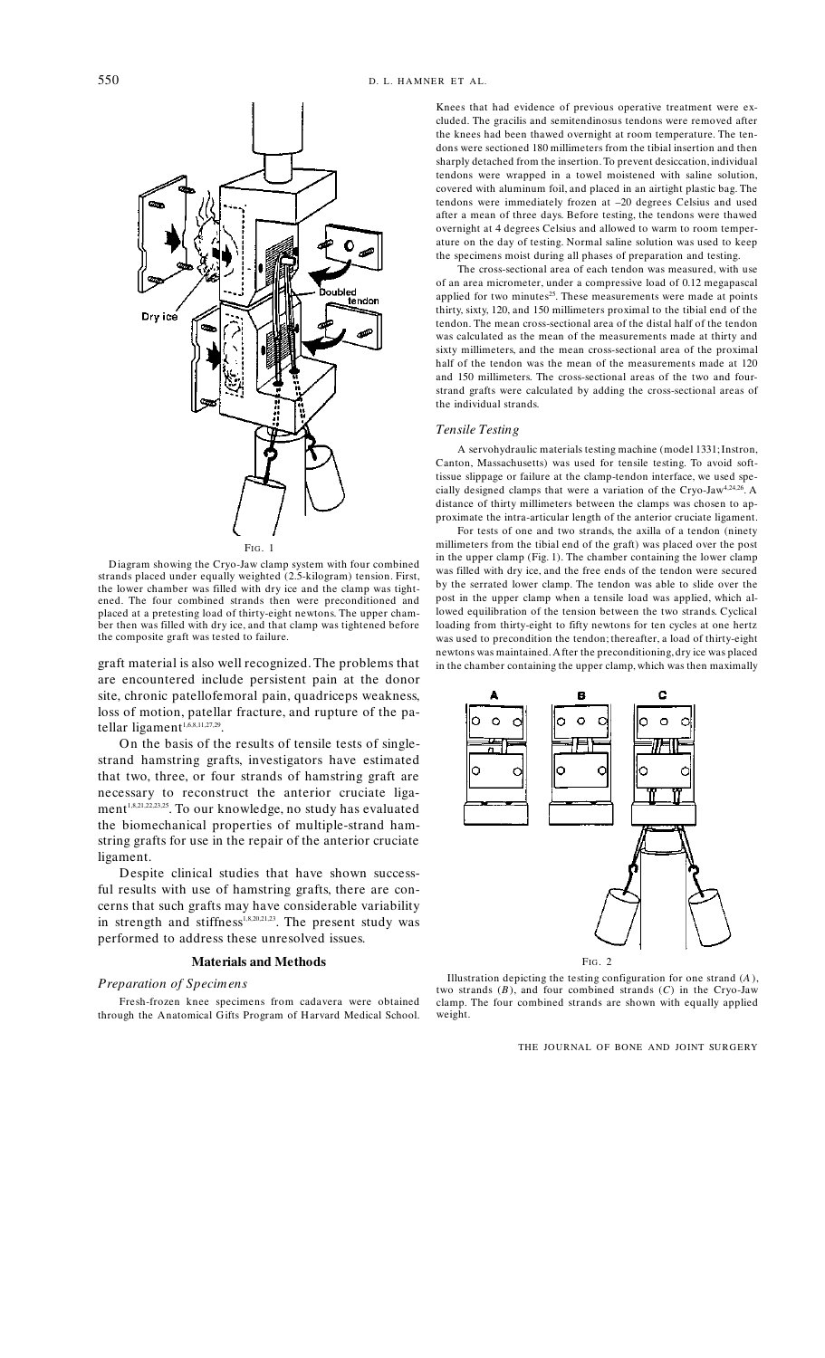FIG. 1

Diagram showing the Cryo-Jaw clamp system with four combined strands placed under equally weighted (2.5-kilogram) tension. First, the lower chamber was filled with dry ice and the clamp was tightened. The four combined strands then were preconditioned and placed at a pretesting load of thirty-eight newtons. The upper chamber then was filled with dry ice, and that clamp was tightened before the composite graft was tested to failure.

graft material is also well recognized. The problems that are encountered include persistent pain at the donor site, chronic patellofemoral pain, quadriceps weakness, loss of motion, patellar fracture, and rupture of the patellar ligament[1,6,8,11,27,29].

On the basis of the results of tensile tests of single-strand hamstring grafts, investigators have estimated that two, three, or four strands of hamstring graft are necessary to reconstruct the anterior cruciate ligament[1,8,21,22,23,25]. To our knowledge, no study has evaluated the biomechanical properties of multiple-strand hamstring grafts for use in the repair of the anterior cruciate ligament.

Despite clinical studies that have shown successful results with use of hamstring grafts, there are concerns that such grafts may have considerable variability in strength and stiffness[1,8,20,21,23]. The present study was performed to address these unresolved issues.

## Materials and Methods

### *Preparation of Specimens*

Fresh-frozen knee specimens from cadavera were obtained through the Anatomical Gifts Program of Harvard Medical School. Knees that had evidence of previous operative treatment were excluded. The gracilis and semitendinosus tendons were removed after the knees had been thawed overnight at room temperature. The tendons were sectioned 180 millimeters from the tibial insertion and then sharply detached from the insertion. To prevent desiccation, individual tendons were wrapped in a towel moistened with saline solution, covered with aluminum foil, and placed in an airtight plastic bag. The tendons were immediately frozen at –20 degrees Celsius and used after a mean of three days. Before testing, the tendons were thawed overnight at 4 degrees Celsius and allowed to warm to room temperature on the day of testing. Normal saline solution was used to keep the specimens moist during all phases of preparation and testing.

The cross-sectional area of each tendon was measured, with use of an area micrometer, under a compressive load of 0.12 megapascal applied for two minutes[25]. These measurements were made at points thirty, sixty, 120, and 150 millimeters proximal to the tibial end of the tendon. The mean cross-sectional area of the distal half of the tendon was calculated as the mean of the measurements made at thirty and sixty millimeters, and the mean cross-sectional area of the proximal half of the tendon was the mean of the measurements made at 120 and 150 millimeters. The cross-sectional areas of the two and four-strand grafts were calculated by adding the cross-sectional areas of the individual strands.

### *Tensile Testing*

A servohydraulic materials testing machine (model 1331; Instron, Canton, Massachusetts) was used for tensile testing. To avoid soft-tissue slippage or failure at the clamp-tendon interface, we used specially designed clamps that were a variation of the Cryo-Jaw[4,24,26]. A distance of thirty millimeters between the clamps was chosen to approximate the intra-articular length of the anterior cruciate ligament.

For tests of one and two strands, the axilla of a tendon (ninety millimeters from the tibial end of the graft) was placed over the post in the upper clamp (Fig. 1). The chamber containing the lower clamp was filled with dry ice, and the free ends of the tendon were secured by the serrated lower clamp. The tendon was able to slide over the post in the upper clamp when a tensile load was applied, which allowed equilibration of the tension between the two strands. Cyclical loading from thirty-eight to fifty newtons for ten cycles at one hertz was used to precondition the tendon; thereafter, a load of thirty-eight newtons was maintained. After the preconditioning, dry ice was placed in the chamber containing the upper clamp, which was then maximally

FIG. 2

Illustration depicting the testing configuration for one strand (*A*), two strands (*B*), and four combined strands (*C*) in the Cryo-Jaw clamp. The four combined strands are shown with equally applied weight.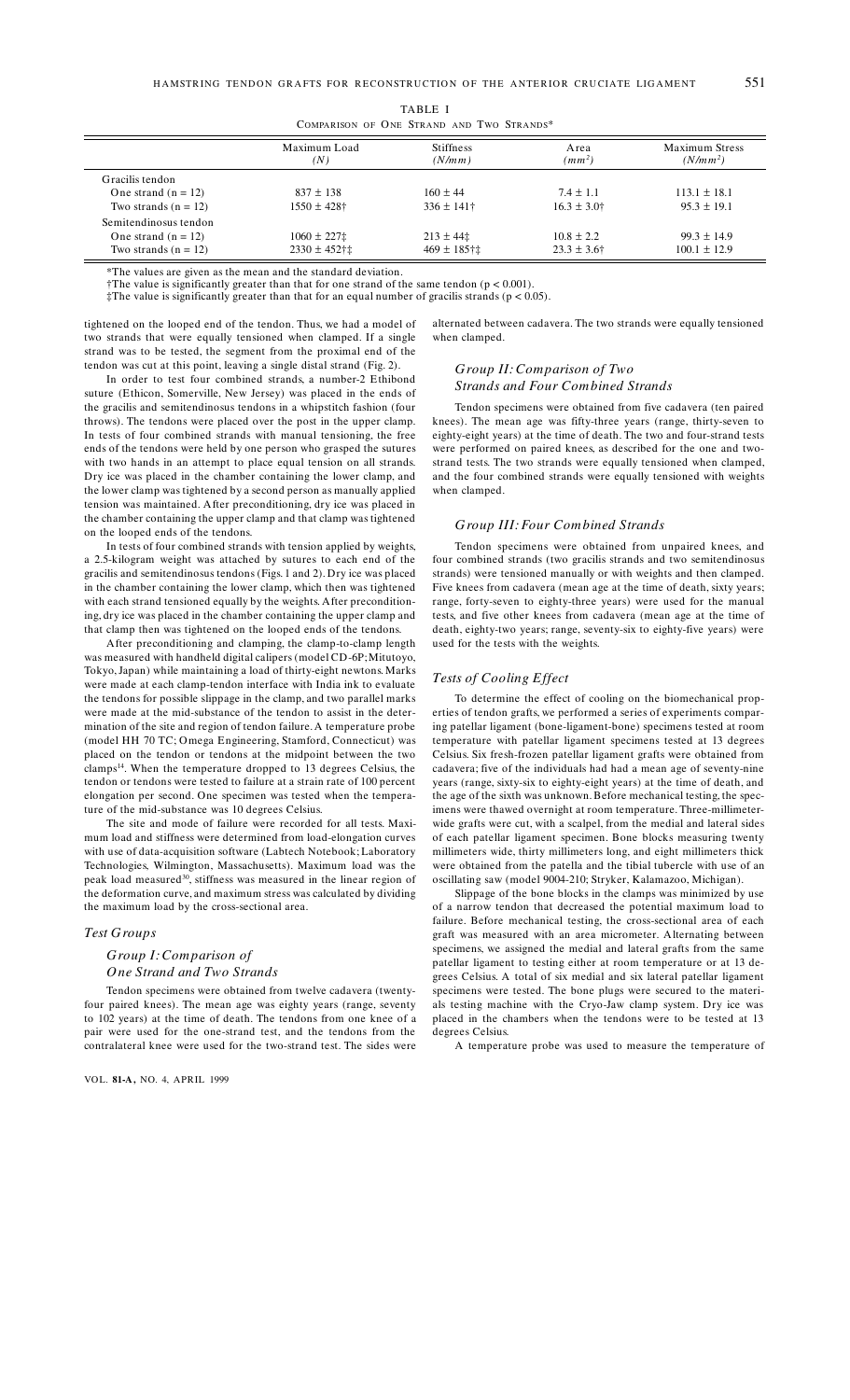TABLE I

COMPARISON OF ONE STRAND AND TWO STRANDS*

| | Maximum Load (N) | Stiffness (N/mm) | Area ($mm^2$) | Maximum Stress ($N/mm^2$) |
|---|---|---|---|---|
| Gracilis tendon | | | | |
| One strand (n = 12) | 837 ± 138 | 160 ± 44 | 7.4 ± 1.1 | 113.1 ± 18.1 |
| Two strands (n = 12) | 1550 ± 428† | 336 ± 141† | 16.3 ± 3.0† | 95.3 ± 19.1 |
| Semitendinosus tendon | | | | |
| One strand (n = 12) | 1060 ± 227‡ | 213 ± 44‡ | 10.8 ± 2.2 | 99.3 ± 14.9 |
| Two strands (n = 12) | 2330 ± 452†‡ | 469 ± 185†‡ | 23.3 ± 3.6† | 100.1 ± 12.9 |

*The values are given as the mean and the standard deviation.

†The value is significantly greater than that for one strand of the same tendon ($p < 0.001$).

‡The value is significantly greater than that for an equal number of gracilis strands ($p < 0.05$).

tightened on the looped end of the tendon. Thus, we had a model of two strands that were equally tensioned when clamped. If a single strand was to be tested, the segment from the proximal end of the tendon was cut at this point, leaving a single distal strand (Fig. 2).

In order to test four combined strands, a number-2 Ethibond suture (Ethicon, Somerville, New Jersey) was placed in the ends of the gracilis and semitendinosus tendons in a whipstitch fashion (four throws). The tendons were placed over the post in the upper clamp. In tests of four combined strands with manual tensioning, the free ends of the tendons were held by one person who grasped the sutures with two hands in an attempt to place equal tension on all strands. Dry ice was placed in the chamber containing the lower clamp, and the lower clamp was tightened by a second person as manually applied tension was maintained. After preconditioning, dry ice was placed in the chamber containing the upper clamp and that clamp was tightened on the looped ends of the tendons.

In tests of four combined strands with tension applied by weights, a 2.5-kilogram weight was attached by sutures to each end of the gracilis and semitendinosus tendons (Figs. 1 and 2). Dry ice was placed in the chamber containing the lower clamp, which then was tightened with each strand tensioned equally by the weights. After preconditioning, dry ice was placed in the chamber containing the upper clamp and that clamp then was tightened on the looped ends of the tendons.

After preconditioning and clamping, the clamp-to-clamp length was measured with handheld digital calipers (model CD-6P; Mitutoyo, Tokyo, Japan) while maintaining a load of thirty-eight newtons. Marks were made at each clamp-tendon interface with India ink to evaluate the tendons for possible slippage in the clamp, and two parallel marks were made at the mid-substance of the tendon to assist in the determination of the site and region of tendon failure. A temperature probe (model HH 70 TC; Omega Engineering, Stamford, Connecticut) was placed on the tendon or tendons at the midpoint between the two clamps[14]. When the temperature dropped to 13 degrees Celsius, the tendon or tendons were tested to failure at a strain rate of 100 percent elongation per second. One specimen was tested when the temperature of the mid-substance was 10 degrees Celsius.

The site and mode of failure were recorded for all tests. Maximum load and stiffness were determined from load-elongation curves with use of data-acquisition software (Labtech Notebook; Laboratory Technologies, Wilmington, Massachusetts). Maximum load was the peak load measured[30], stiffness was measured in the linear region of the deformation curve, and maximum stress was calculated by dividing the maximum load by the cross-sectional area.

## Test Groups

### Group I: Comparison of One Strand and Two Strands

Tendon specimens were obtained from twelve cadavera (twenty-four paired knees). The mean age was eighty years (range, seventy to 102 years) at the time of death. The tendons from one knee of a pair were used for the one-strand test, and the tendons from the contralateral knee were used for the two-strand test. The sides were alternated between cadavera. The two strands were equally tensioned when clamped.

### Group II: Comparison of Two Strands and Four Combined Strands

Tendon specimens were obtained from five cadavera (ten paired knees). The mean age was fifty-three years (range, thirty-seven to eighty-eight years) at the time of death. The two and four-strand tests were performed on paired knees, as described for the one and two-strand tests. The two strands were equally tensioned when clamped, and the four combined strands were equally tensioned with weights when clamped.

### Group III: Four Combined Strands

Tendon specimens were obtained from unpaired knees, and four combined strands (two gracilis strands and two semitendinosus strands) were tensioned manually or with weights and then clamped. Five knees from cadavera (mean age at the time of death, sixty years; range, forty-seven to eighty-three years) were used for the manual tests, and five other knees from cadavera (mean age at the time of death, eighty-two years; range, seventy-six to eighty-five years) were used for the tests with the weights.

## Tests of Cooling Effect

To determine the effect of cooling on the biomechanical properties of tendon grafts, we performed a series of experiments comparing patellar ligament (bone-ligament-bone) specimens tested at room temperature with patellar ligament specimens tested at 13 degrees Celsius. Six fresh-frozen patellar ligament grafts were obtained from cadavera; five of the individuals had had a mean age of seventy-nine years (range, sixty-six to eighty-eight years) at the time of death, and the age of the sixth was unknown. Before mechanical testing, the specimens were thawed overnight at room temperature. Three-millimeter-wide grafts were cut, with a scalpel, from the medial and lateral sides of each patellar ligament specimen. Bone blocks measuring twenty millimeters wide, thirty millimeters long, and eight millimeters thick were obtained from the patella and the tibial tubercle with use of an oscillating saw (model 9004-210; Stryker, Kalamazoo, Michigan).

Slippage of the bone blocks in the clamps was minimized by use of a narrow tendon that decreased the potential maximum load to failure. Before mechanical testing, the cross-sectional area of each graft was measured with an area micrometer. Alternating between specimens, we assigned the medial and lateral grafts from the same patellar ligament to testing either at room temperature or at 13 degrees Celsius. A total of six medial and six lateral patellar ligament specimens were tested. The bone plugs were secured to the materials testing machine with the Cryo-Jaw clamp system. Dry ice was placed in the chambers when the tendons were to be tested at 13 degrees Celsius.

A temperature probe was used to measure the temperature of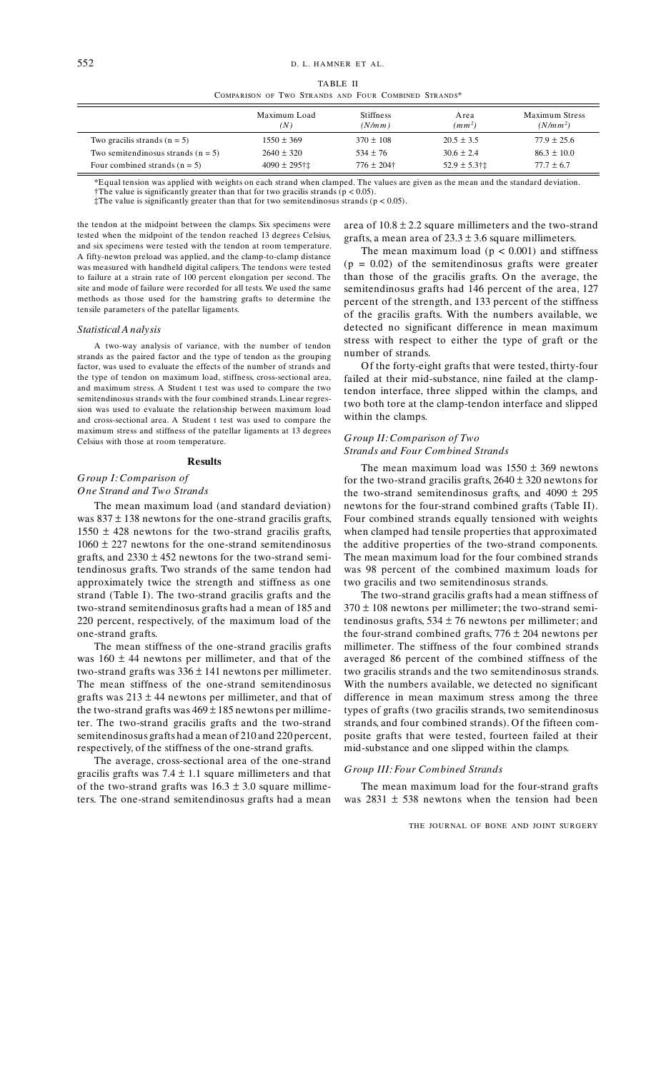TABLE II

COMPARISON OF TWO STRANDS AND FOUR COMBINED STRANDS*

| | Maximum Load (N) | Stiffness (N/mm) | Area ($mm^2$) | Maximum Stress ($N/mm^2$) |
|---|---|---|---|---|
| Two gracilis strands (n = 5) | 1550 ± 369 | 370 ± 108 | 20.5 ± 3.5 | 77.9 ± 25.6 |
| Two semitendinosus strands (n = 5) | 2640 ± 320 | 534 ± 76 | 30.6 ± 2.4 | 86.3 ± 10.0 |
| Four combined strands (n = 5) | 4090 ± 295†‡ | 776 ± 204† | 52.9 ± 5.3†‡ | 77.7 ± 6.7 |

*Equal tension was applied with weights on each strand when clamped. The values are given as the mean and the standard deviation.
†The value is significantly greater than that for two gracilis strands ($p < 0.05$).
‡The value is significantly greater than that for two semitendinosus strands ($p < 0.05$).

the tendon at the midpoint between the clamps. Six specimens were tested when the midpoint of the tendon reached 13 degrees Celsius, and six specimens were tested with the tendon at room temperature. A fifty-newton preload was applied, and the clamp-to-clamp distance was measured with handheld digital calipers. The tendons were tested to failure at a strain rate of 100 percent elongation per second. The site and mode of failure were recorded for all tests. We used the same methods as those used for the hamstring grafts to determine the tensile parameters of the patellar ligaments.

### *Statistical Analysis*

A two-way analysis of variance, with the number of tendon strands as the paired factor and the type of tendon as the grouping factor, was used to evaluate the effects of the number of strands and the type of tendon on maximum load, stiffness, cross-sectional area, and maximum stress. A Student t test was used to compare the two semitendinosus strands with the four combined strands. Linear regression was used to evaluate the relationship between maximum load and cross-sectional area. A Student t test was used to compare the maximum stress and stiffness of the patellar ligaments at 13 degrees Celsius with those at room temperature.

## Results

### *Group I: Comparison of One Strand and Two Strands*

The mean maximum load (and standard deviation) was 837 ± 138 newtons for the one-strand gracilis grafts, 1550 ± 428 newtons for the two-strand gracilis grafts, 1060 ± 227 newtons for the one-strand semitendinosus grafts, and 2330 ± 452 newtons for the two-strand semitendinosus grafts. Two strands of the same tendon had approximately twice the strength and stiffness as one strand (Table I). The two-strand gracilis grafts and the two-strand semitendinosus grafts had a mean of 185 and 220 percent, respectively, of the maximum load of the one-strand grafts.

The mean stiffness of the one-strand gracilis grafts was 160 ± 44 newtons per millimeter, and that of the two-strand grafts was 336 ± 141 newtons per millimeter. The mean stiffness of the one-strand semitendinosus grafts was 213 ± 44 newtons per millimeter, and that of the two-strand grafts was 469 ± 185 newtons per millimeter. The two-strand gracilis grafts and the two-strand semitendinosus grafts had a mean of 210 and 220 percent, respectively, of the stiffness of the one-strand grafts.

The average, cross-sectional area of the one-strand gracilis grafts was 7.4 ± 1.1 square millimeters and that of the two-strand grafts was 16.3 ± 3.0 square millimeters. The one-strand semitendinosus grafts had a mean area of 10.8 ± 2.2 square millimeters and the two-strand grafts, a mean area of 23.3 ± 3.6 square millimeters.

The mean maximum load ($p < 0.001$) and stiffness ($p = 0.02$) of the semitendinosus grafts were greater than those of the gracilis grafts. On the average, the semitendinosus grafts had 146 percent of the area, 127 percent of the strength, and 133 percent of the stiffness of the gracilis grafts. With the numbers available, we detected no significant difference in mean maximum stress with respect to either the type of graft or the number of strands.

Of the forty-eight grafts that were tested, thirty-four failed at their mid-substance, nine failed at the clamp-tendon interface, three slipped within the clamps, and two both tore at the clamp-tendon interface and slipped within the clamps.

### *Group II: Comparison of Two Strands and Four Combined Strands*

The mean maximum load was 1550 ± 369 newtons for the two-strand gracilis grafts, 2640 ± 320 newtons for the two-strand semitendinosus grafts, and 4090 ± 295 newtons for the four-strand combined grafts (Table II). Four combined strands equally tensioned with weights when clamped had tensile properties that approximated the additive properties of the two-strand components. The mean maximum load for the four combined strands was 98 percent of the combined maximum loads for two gracilis and two semitendinosus strands.

The two-strand gracilis grafts had a mean stiffness of 370 ± 108 newtons per millimeter; the two-strand semitendinosus grafts, 534 ± 76 newtons per millimeter; and the four-strand combined grafts, 776 ± 204 newtons per millimeter. The stiffness of the four combined strands averaged 86 percent of the combined stiffness of the two gracilis strands and the two semitendinosus strands. With the numbers available, we detected no significant difference in mean maximum stress among the three types of grafts (two gracilis strands, two semitendinosus strands, and four combined strands). Of the fifteen composite grafts that were tested, fourteen failed at their mid-substance and one slipped within the clamps.

### *Group III: Four Combined Strands*

The mean maximum load for the four-strand grafts was 2831 ± 538 newtons when the tension had been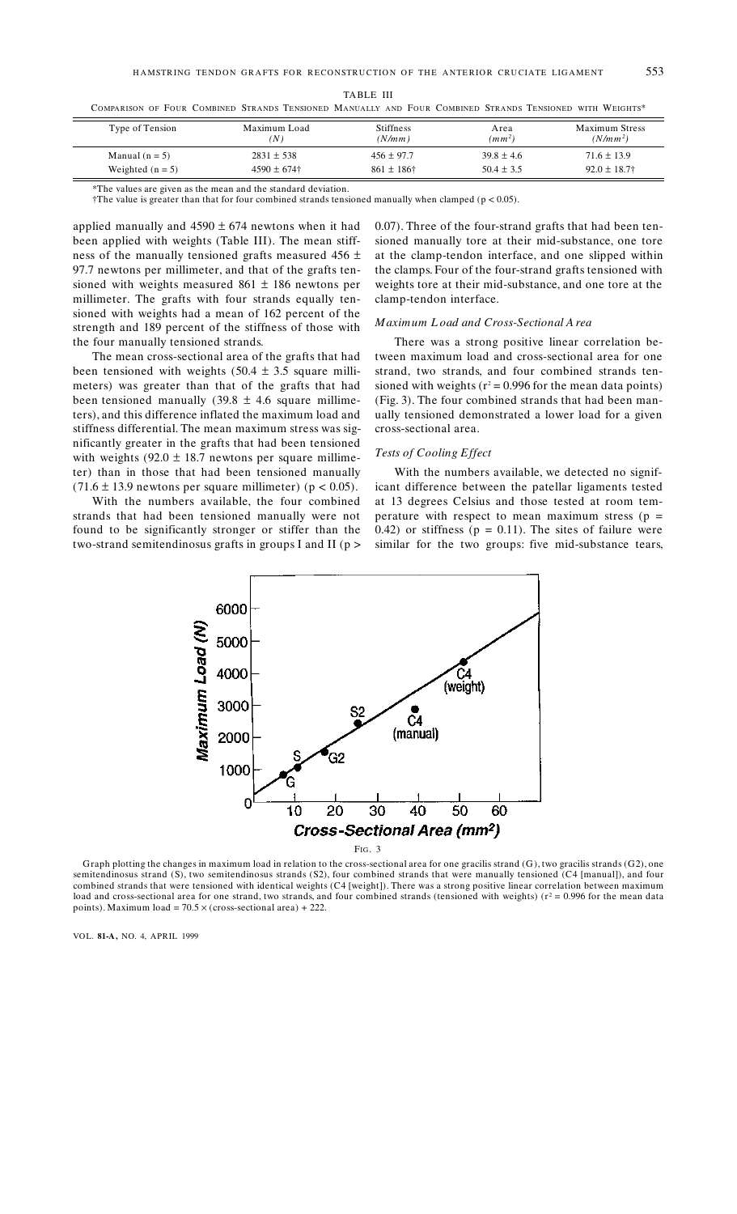TABLE III

COMPARISON OF FOUR COMBINED STRANDS TENSIONED MANUALLY AND FOUR COMBINED STRANDS TENSIONED WITH WEIGHTS*

| Type of Tension | Maximum Load (N) | Stiffness (N/mm) | Area ($mm^2$) | Maximum Stress ($N/mm^2$) |
|---|---|---|---|---|
| Manual (n = 5) | 2831 ± 538 | 456 ± 97.7 | 39.8 ± 4.6 | 71.6 ± 13.9 |
| Weighted (n = 5) | 4590 ± 674† | 861 ± 186† | 50.4 ± 3.5 | 92.0 ± 18.7† |

*The values are given as the mean and the standard deviation.

†The value is greater than that for four combined strands tensioned manually when clamped ($p < 0.05$).

applied manually and 4590 ± 674 newtons when it had been applied with weights (Table III). The mean stiffness of the manually tensioned grafts measured 456 ± 97.7 newtons per millimeter, and that of the grafts tensioned with weights measured 861 ± 186 newtons per millimeter. The grafts with four strands equally tensioned with weights had a mean of 162 percent of the strength and 189 percent of the stiffness of those with the four manually tensioned strands.

The mean cross-sectional area of the grafts that had been tensioned with weights (50.4 ± 3.5 square millimeters) was greater than that of the grafts that had been tensioned manually (39.8 ± 4.6 square millimeters), and this difference inflated the maximum load and stiffness differential. The mean maximum stress was significantly greater in the grafts that had been tensioned with weights (92.0 ± 18.7 newtons per square millimeter) than in those that had been tensioned manually (71.6 ± 13.9 newtons per square millimeter) ($p < 0.05$).

With the numbers available, the four combined strands that had been tensioned manually were not found to be significantly stronger or stiffer than the two-strand semitendinosus grafts in groups I and II ($p > 0.07$). Three of the four-strand grafts that had been tensioned manually tore at their mid-substance, one tore at the clamp-tendon interface, and one slipped within the clamps. Four of the four-strand grafts tensioned with weights tore at their mid-substance, and one tore at the clamp-tendon interface.

### *Maximum Load and Cross-Sectional Area*

There was a strong positive linear correlation between maximum load and cross-sectional area for one strand, two strands, and four combined strands tensioned with weights ($r^2 = 0.996$ for the mean data points) (Fig. 3). The four combined strands that had been manually tensioned demonstrated a lower load for a given cross-sectional area.

### *Tests of Cooling Effect*

With the numbers available, we detected no significant difference between the patellar ligaments tested at 13 degrees Celsius and those tested at room temperature with respect to mean maximum stress ($p = 0.42$) or stiffness ($p = 0.11$). The sites of failure were similar for the two groups: five mid-substance tears,

FIG. 3

Graph plotting the changes in maximum load in relation to the cross-sectional area for one gracilis strand (G), two gracilis strands (G2), one semitendinosus strand (S), two semitendinosus strands (S2), four combined strands that were manually tensioned (C4 [manual]), and four combined strands that were tensioned with identical weights (C4 [weight]). There was a strong positive linear correlation between maximum load and cross-sectional area for one strand, two strands, and four combined strands (tensioned with weights) ($r^2 = 0.996$ for the mean data points). Maximum load = 70.5 × (cross-sectional area) + 222.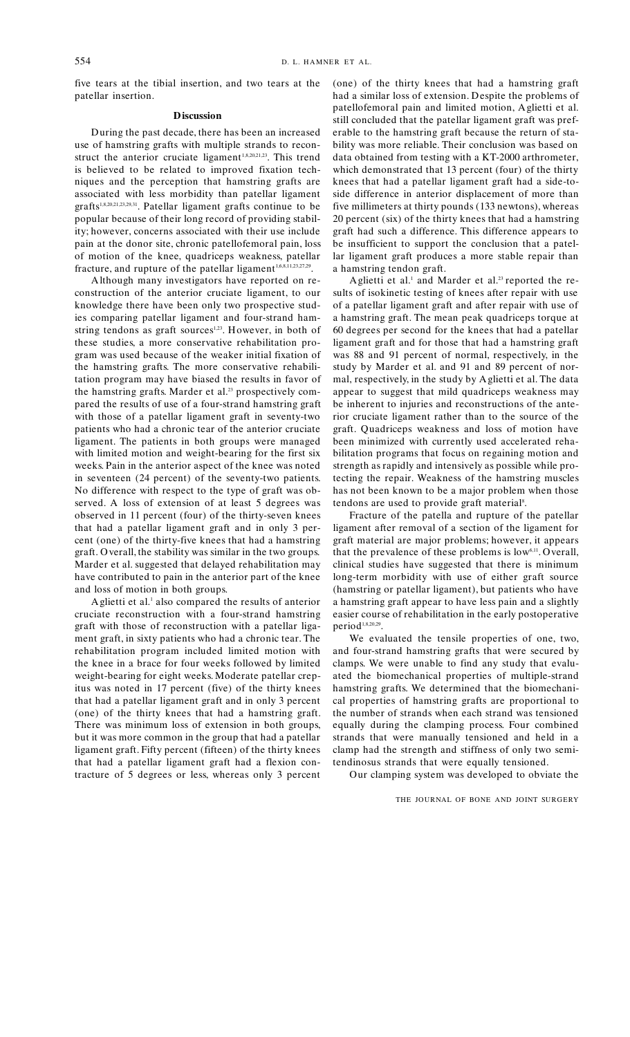five tears at the tibial insertion, and two tears at the patellar insertion.

## Discussion

During the past decade, there has been an increased use of hamstring grafts with multiple strands to reconstruct the anterior cruciate ligament[1,8,20,21,23]. This trend is believed to be related to improved fixation techniques and the perception that hamstring grafts are associated with less morbidity than patellar ligament grafts[1,8,20,21,23,29,31]. Patellar ligament grafts continue to be popular because of their long record of providing stability; however, concerns associated with their use include pain at the donor site, chronic patellofemoral pain, loss of motion of the knee, quadriceps weakness, patellar fracture, and rupture of the patellar ligament[1,6,8,11,23,27,29].

Although many investigators have reported on reconstruction of the anterior cruciate ligament, to our knowledge there have been only two prospective studies comparing patellar ligament and four-strand hamstring tendons as graft sources[1,23]. However, in both of these studies, a more conservative rehabilitation program was used because of the weaker initial fixation of the hamstring grafts. The more conservative rehabilitation program may have biased the results in favor of the hamstring grafts. Marder et al.[23] prospectively compared the results of use of a four-strand hamstring graft with those of a patellar ligament graft in seventy-two patients who had a chronic tear of the anterior cruciate ligament. The patients in both groups were managed with limited motion and weight-bearing for the first six weeks. Pain in the anterior aspect of the knee was noted in seventeen (24 percent) of the seventy-two patients. No difference with respect to the type of graft was observed. A loss of extension of at least 5 degrees was observed in 11 percent (four) of the thirty-seven knees that had a patellar ligament graft and in only 3 percent (one) of the thirty-five knees that had a hamstring graft. Overall, the stability was similar in the two groups. Marder et al. suggested that delayed rehabilitation may have contributed to pain in the anterior part of the knee and loss of motion in both groups.

Aglietti et al.[1] also compared the results of anterior cruciate reconstruction with a four-strand hamstring graft with those of reconstruction with a patellar ligament graft, in sixty patients who had a chronic tear. The rehabilitation program included limited motion with the knee in a brace for four weeks followed by limited weight-bearing for eight weeks. Moderate patellar crepitus was noted in 17 percent (five) of the thirty knees that had a patellar ligament graft and in only 3 percent (one) of the thirty knees that had a hamstring graft. There was minimum loss of extension in both groups, but it was more common in the group that had a patellar ligament graft. Fifty percent (fifteen) of the thirty knees that had a patellar ligament graft had a flexion contracture of 5 degrees or less, whereas only 3 percent (one) of the thirty knees that had a hamstring graft had a similar loss of extension. Despite the problems of patellofemoral pain and limited motion, Aglietti et al. still concluded that the patellar ligament graft was preferable to the hamstring graft because the return of stability was more reliable. Their conclusion was based on data obtained from testing with a KT-2000 arthrometer, which demonstrated that 13 percent (four) of the thirty knees that had a patellar ligament graft had a side-to-side difference in anterior displacement of more than five millimeters at thirty pounds (133 newtons), whereas 20 percent (six) of the thirty knees that had a hamstring graft had such a difference. This difference appears to be insufficient to support the conclusion that a patellar ligament graft produces a more stable repair than a hamstring tendon graft.

Aglietti et al.[1] and Marder et al.[23] reported the results of isokinetic testing of knees after repair with use of a patellar ligament graft and after repair with use of a hamstring graft. The mean peak quadriceps torque at 60 degrees per second for the knees that had a patellar ligament graft and for those that had a hamstring graft was 88 and 91 percent of normal, respectively, in the study by Marder et al. and 91 and 89 percent of normal, respectively, in the study by Aglietti et al. The data appear to suggest that mild quadriceps weakness may be inherent to injuries and reconstructions of the anterior cruciate ligament rather than to the source of the graft. Quadriceps weakness and loss of motion have been minimized with currently used accelerated rehabilitation programs that focus on regaining motion and strength as rapidly and intensively as possible while protecting the repair. Weakness of the hamstring muscles has not been known to be a major problem when those tendons are used to provide graft material[8].

Fracture of the patella and rupture of the patellar ligament after removal of a section of the ligament for graft material are major problems; however, it appears that the prevalence of these problems is low[6,11]. Overall, clinical studies have suggested that there is minimum long-term morbidity with use of either graft source (hamstring or patellar ligament), but patients who have a hamstring graft appear to have less pain and a slightly easier course of rehabilitation in the early postoperative period[1,8,20,29].

We evaluated the tensile properties of one, two, and four-strand hamstring grafts that were secured by clamps. We were unable to find any study that evaluated the biomechanical properties of multiple-strand hamstring grafts. We determined that the biomechanical properties of hamstring grafts are proportional to the number of strands when each strand was tensioned equally during the clamping process. Four combined strands that were manually tensioned and held in a clamp had the strength and stiffness of only two semitendinosus strands that were equally tensioned.

Our clamping system was developed to obviate the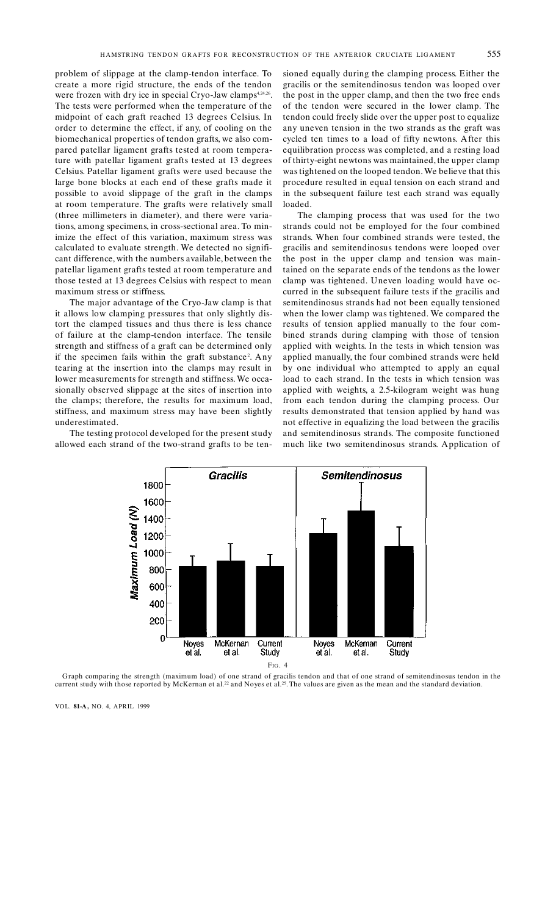problem of slippage at the clamp-tendon interface. To create a more rigid structure, the ends of the tendon were frozen with dry ice in special Cryo-Jaw clamps[4,24,26]. The tests were performed when the temperature of the midpoint of each graft reached 13 degrees Celsius. In order to determine the effect, if any, of cooling on the biomechanical properties of tendon grafts, we also compared patellar ligament grafts tested at room temperature with patellar ligament grafts tested at 13 degrees Celsius. Patellar ligament grafts were used because the large bone blocks at each end of these grafts made it possible to avoid slippage of the graft in the clamps at room temperature. The grafts were relatively small (three millimeters in diameter), and there were variations, among specimens, in cross-sectional area. To minimize the effect of this variation, maximum stress was calculated to evaluate strength. We detected no significant difference, with the numbers available, between the patellar ligament grafts tested at room temperature and those tested at 13 degrees Celsius with respect to mean maximum stress or stiffness.

The major advantage of the Cryo-Jaw clamp is that it allows low clamping pressures that only slightly distort the clamped tissues and thus there is less chance of failure at the clamp-tendon interface. The tensile strength and stiffness of a graft can be determined only if the specimen fails within the graft substance[2]. Any tearing at the insertion into the clamps may result in lower measurements for strength and stiffness. We occasionally observed slippage at the sites of insertion into the clamps; therefore, the results for maximum load, stiffness, and maximum stress may have been slightly underestimated.

The testing protocol developed for the present study allowed each strand of the two-strand grafts to be tensioned equally during the clamping process. Either the gracilis or the semitendinosus tendon was looped over the post in the upper clamp, and then the two free ends of the tendon were secured in the lower clamp. The tendon could freely slide over the upper post to equalize any uneven tension in the two strands as the graft was cycled ten times to a load of fifty newtons. After this equilibration process was completed, and a resting load of thirty-eight newtons was maintained, the upper clamp was tightened on the looped tendon. We believe that this procedure resulted in equal tension on each strand and in the subsequent failure test each strand was equally loaded.

The clamping process that was used for the two strands could not be employed for the four combined strands. When four combined strands were tested, the gracilis and semitendinosus tendons were looped over the post in the upper clamp and tension was maintained on the separate ends of the tendons as the lower clamp was tightened. Uneven loading would have occurred in the subsequent failure tests if the gracilis and semitendinosus strands had not been equally tensioned when the lower clamp was tightened. We compared the results of tension applied manually to the four combined strands during clamping with those of tension applied with weights. In the tests in which tension was applied manually, the four combined strands were held by one individual who attempted to apply an equal load to each strand. In the tests in which tension was applied with weights, a 2.5-kilogram weight was hung from each tendon during the clamping process. Our results demonstrated that tension applied by hand was not effective in equalizing the load between the gracilis and semitendinosus strands. The composite functioned much like two semitendinosus strands. Application of

FIG. 4

Graph comparing the strength (maximum load) of one strand of gracilis tendon and that of one strand of semitendinosus tendon in the current study with those reported by McKernan et al.[22] and Noyes et al.[25]. The values are given as the mean and the standard deviation.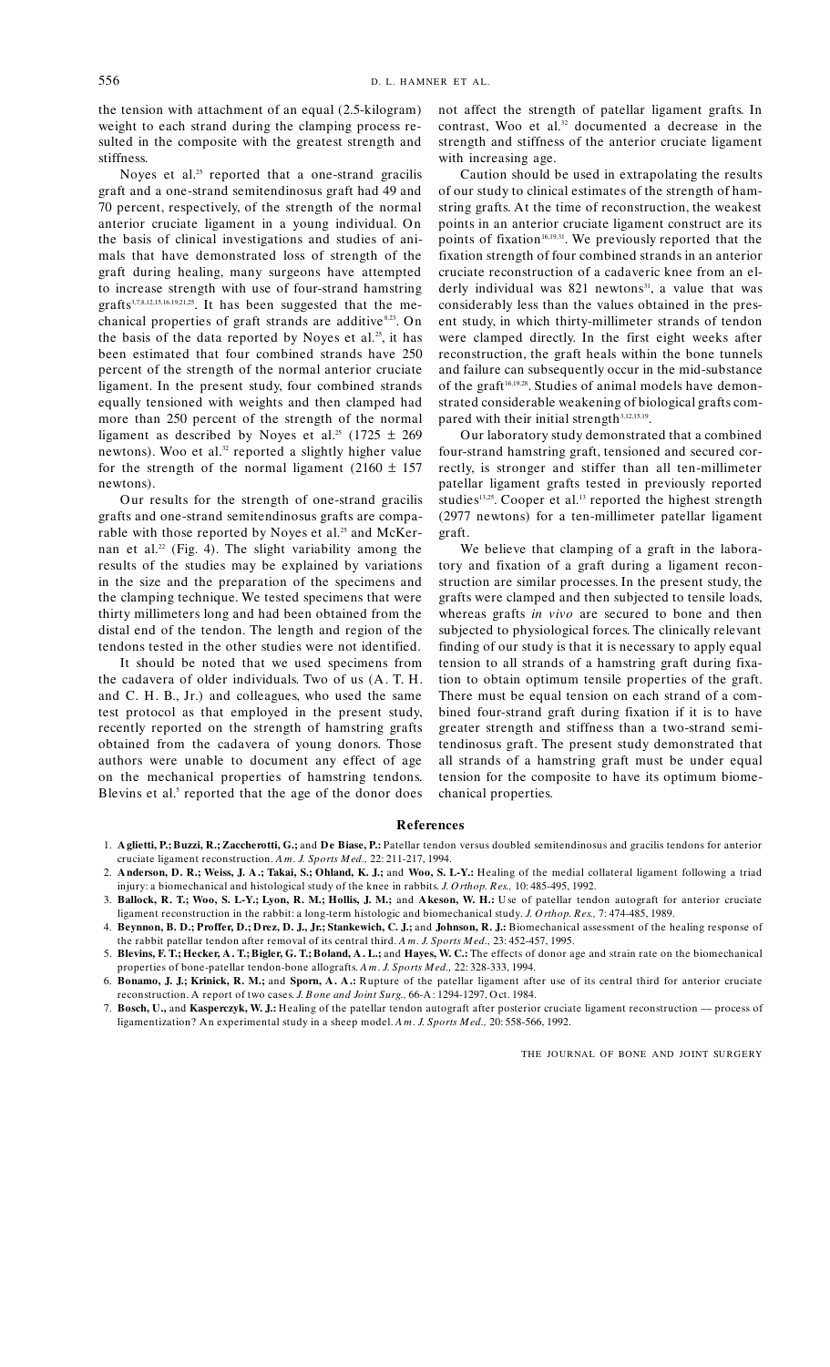the tension with attachment of an equal (2.5-kilogram) weight to each strand during the clamping process resulted in the composite with the greatest strength and stiffness.

Noyes et al.[25] reported that a one-strand gracilis graft and a one-strand semitendinosus graft had 49 and 70 percent, respectively, of the strength of the normal anterior cruciate ligament in a young individual. On the basis of clinical investigations and studies of animals that have demonstrated loss of strength of the graft during healing, many surgeons have attempted to increase strength with use of four-strand hamstring grafts[3,7,8,12,15,16,19,21,25]. It has been suggested that the mechanical properties of graft strands are additive[8,23]. On the basis of the data reported by Noyes et al.[25], it has been estimated that four combined strands have 250 percent of the strength of the normal anterior cruciate ligament. In the present study, four combined strands equally tensioned with weights and then clamped had more than 250 percent of the strength of the normal ligament as described by Noyes et al.[25] (1725 ± 269 newtons). Woo et al.[32] reported a slightly higher value for the strength of the normal ligament (2160 ± 157 newtons).

Our results for the strength of one-strand gracilis grafts and one-strand semitendinosus grafts are comparable with those reported by Noyes et al.[25] and McKernan et al.[22] (Fig. 4). The slight variability among the results of the studies may be explained by variations in the size and the preparation of the specimens and the clamping technique. We tested specimens that were thirty millimeters long and had been obtained from the distal end of the tendon. The length and region of the tendons tested in the other studies were not identified.

It should be noted that we used specimens from the cadavera of older individuals. Two of us (A. T. H. and C. H. B., Jr.) and colleagues, who used the same test protocol as that employed in the present study, recently reported on the strength of hamstring grafts obtained from the cadavera of young donors. Those authors were unable to document any effect of age on the mechanical properties of hamstring tendons. Blevins et al.[5] reported that the age of the donor does not affect the strength of patellar ligament grafts. In contrast, Woo et al.[32] documented a decrease in the strength and stiffness of the anterior cruciate ligament with increasing age.

Caution should be used in extrapolating the results of our study to clinical estimates of the strength of hamstring grafts. At the time of reconstruction, the weakest points in an anterior cruciate ligament construct are its points of fixation[16,19,31]. We previously reported that the fixation strength of four combined strands in an anterior cruciate reconstruction of a cadaveric knee from an elderly individual was 821 newtons[31], a value that was considerably less than the values obtained in the present study, in which thirty-millimeter strands of tendon were clamped directly. In the first eight weeks after reconstruction, the graft heals within the bone tunnels and failure can subsequently occur in the mid-substance of the graft[16,19,28]. Studies of animal models have demonstrated considerable weakening of biological grafts compared with their initial strength[3,12,15,19].

Our laboratory study demonstrated that a combined four-strand hamstring graft, tensioned and secured correctly, is stronger and stiffer than all ten-millimeter patellar ligament grafts tested in previously reported studies[13,25]. Cooper et al.[13] reported the highest strength (2977 newtons) for a ten-millimeter patellar ligament graft.

We believe that clamping of a graft in the laboratory and fixation of a graft during a ligament reconstruction are similar processes. In the present study, the grafts were clamped and then subjected to tensile loads, whereas grafts *in vivo* are secured to bone and then subjected to physiological forces. The clinically relevant finding of our study is that it is necessary to apply equal tension to all strands of a hamstring graft during fixation to obtain optimum tensile properties of the graft. There must be equal tension on each strand of a combined four-strand graft during fixation if it is to have greater strength and stiffness than a two-strand semitendinosus graft. The present study demonstrated that all strands of a hamstring graft must be under equal tension for the composite to have its optimum biomechanical properties.

## References

1. **Aglietti, P.; Buzzi, R.; Zaccherotti, G.;** and **De Biase, P.:** Patellar tendon versus doubled semitendinosus and gracilis tendons for anterior cruciate ligament reconstruction. *Am. J. Sports Med.,* 22: 211-217, 1994.
2. **Anderson, D. R.; Weiss, J. A.; Takai, S.; Ohland, K. J.;** and **Woo, S. L-Y.:** Healing of the medial collateral ligament following a triad injury: a biomechanical and histological study of the knee in rabbits. *J. Orthop. Res.,* 10: 485-495, 1992.
3. **Ballock, R. T.; Woo, S. L-Y.; Lyon, R. M.; Hollis, J. M.;** and **Akeson, W. H.:** Use of patellar tendon autograft for anterior cruciate ligament reconstruction in the rabbit: a long-term histologic and biomechanical study. *J. Orthop. Res.,* 7: 474-485, 1989.
4. **Beynnon, B. D.; Proffer, D.; Drez, D. J., Jr.; Stankewich, C. J.;** and **Johnson, R. J.:** Biomechanical assessment of the healing response of the rabbit patellar tendon after removal of its central third. *Am. J. Sports Med.,* 23: 452-457, 1995.
5. **Blevins, F. T.; Hecker, A. T.; Bigler, G. T.; Boland, A. L.;** and **Hayes, W. C.:** The effects of donor age and strain rate on the biomechanical properties of bone-patellar tendon-bone allografts. *Am. J. Sports Med.,* 22: 328-333, 1994.
6. **Bonamo, J. J.; Krinick, R. M.;** and **Sporn, A. A.:** Rupture of the patellar ligament after use of its central third for anterior cruciate reconstruction. A report of two cases. *J. Bone and Joint Surg.,* 66-A: 1294-1297, Oct. 1984.
7. **Bosch, U.,** and **Kasperczyk, W. J.:** Healing of the patellar tendon autograft after posterior cruciate ligament reconstruction — process of ligamentization? An experimental study in a sheep model. *Am. J. Sports Med.,* 20: 558-566, 1992.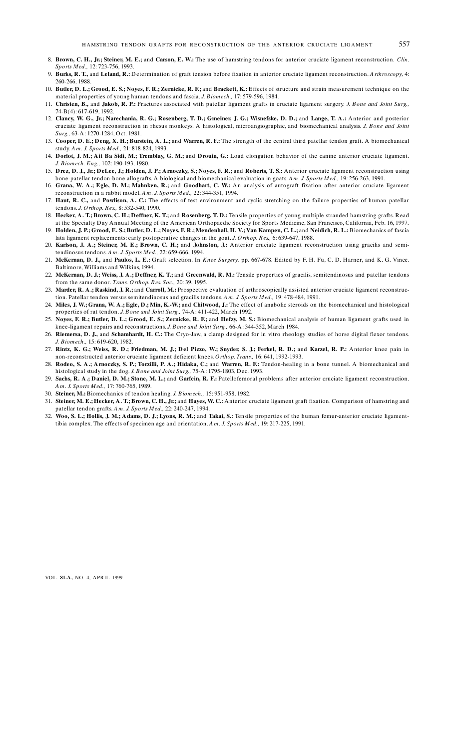8. **Brown, C. H., Jr.; Steiner, M. E.;** and **Carson, E. W.:** The use of hamstring tendons for anterior cruciate ligament reconstruction. *Clin. Sports Med.,* 12: 723-756, 1993.
9. **Burks, R. T.,** and **Leland, R.:** Determination of graft tension before fixation in anterior cruciate ligament reconstruction. *Arthroscopy,* 4: 260-266, 1988.
10. **Butler, D. L.; Grood, E. S.; Noyes, F. R.; Zernicke, R. F.;** and **Brackett, K.:** Effects of structure and strain measurement technique on the material properties of young human tendons and fascia. *J. Biomech.,* 17: 579-596, 1984.
11. **Christen, B.,** and **Jakob, R. P.:** Fractures associated with patellar ligament grafts in cruciate ligament surgery. *J. Bone and Joint Surg.,* 74-B(4): 617-619, 1992.
12. **Clancy, W. G., Jr.; Narechania, R. G.; Rosenberg, T. D.; Gmeiner, J. G.; Wisnefske, D. D.;** and **Lange, T. A.:** Anterior and posterior cruciate ligament reconstruction in rhesus monkeys. A histological, microangiographic, and biomechanical analysis. *J. Bone and Joint Surg.,* 63-A: 1270-1284, Oct. 1981.
13. **Cooper, D. E.; Deng, X. H.; Burstein, A. L.;** and **Warren, R. F.:** The strength of the central third patellar tendon graft. A biomechanical study. *Am. J. Sports Med.,* 21: 818-824, 1993.
14. **Dorlot, J. M.; Ait Ba Sidi, M.; Tremblay, G. M.;** and **Drouin, G.:** Load elongation behavior of the canine anterior cruciate ligament. *J. Biomech. Eng.,* 102: 190-193, 1980.
15. **Drez, D. J., Jr.; DeLee, J.; Holden, J. P.; Arnoczky, S.; Noyes, F. R.;** and **Roberts, T. S.:** Anterior cruciate ligament reconstruction using bone-patellar tendon-bone allografts. A biological and biomechanical evaluation in goats. *Am. J. Sports Med.,* 19: 256-263, 1991.
16. **Grana, W. A.; Egle, D. M.; Mahnken, R.;** and **Goodhart, C. W.:** An analysis of autograft fixation after anterior cruciate ligament reconstruction in a rabbit model. *Am. J. Sports Med.,* 22: 344-351, 1994.
17. **Haut, R. C.,** and **Powlison, A. C.:** The effects of test environment and cyclic stretching on the failure properties of human patellar tendons. *J. Orthop. Res.,* 8: 532-540, 1990.
18. **Hecker, A. T.; Brown, C. H.; Deffner, K. T.;** and **Rosenberg, T. D.:** Tensile properties of young multiple stranded hamstring grafts. Read at the Specialty Day Annual Meeting of the American Orthopaedic Society for Sports Medicine, San Francisco, California, Feb. 16, 1997.
19. **Holden, J. P.; Grood, E. S.; Butler, D. L.; Noyes, F. R.; Mendenhall, H. V.; Van Kampen, C. L.;** and **Neidich, R. L.:** Biomechanics of fascia lata ligament replacements: early postoperative changes in the goat. *J. Orthop. Res.,* 6: 639-647, 1988.
20. **Karlson, J. A.; Steiner, M. E.; Brown, C. H.;** and **Johnston, J.:** Anterior cruciate ligament reconstruction using gracilis and semitendinosus tendons. *Am. J. Sports Med.,* 22: 659-666, 1994.
21. **McKernan, D. J.,** and **Paulos, L. E.:** Graft selection. In *Knee Surgery,* pp. 667-678. Edited by F. H. Fu, C. D. Harner, and K. G. Vince. Baltimore, Williams and Wilkins, 1994.
22. **McKernan, D. J.; Weiss, J. A.; Deffner, K. T.;** and **Greenwald, R. M.:** Tensile properties of gracilis, semitendinosus and patellar tendons from the same donor. *Trans. Orthop. Res. Soc.,* 20: 39, 1995.
23. **Marder, R. A.; Raskind, J. R.;** and **Carroll, M.:** Prospective evaluation of arthroscopically assisted anterior cruciate ligament reconstruction. Patellar tendon versus semitendinosus and gracilis tendons. *Am. J. Sports Med.,* 19: 478-484, 1991.
24. **Miles, J. W.; Grana, W. A.; Egle, D.; Min, K.-W.;** and **Chitwood, J.:** The effect of anabolic steroids on the biomechanical and histological properties of rat tendon. *J. Bone and Joint Surg.,* 74-A: 411-422, March 1992.
25. **Noyes, F. R.; Butler, D. L.; Grood, E. S.; Zernicke, R. F.;** and **Hefzy, M. S.:** Biomechanical analysis of human ligament grafts used in knee-ligament repairs and reconstructions. *J. Bone and Joint Surg.,* 66-A: 344-352, March 1984.
26. **Riemersa, D. J.,** and **Schamhardt, H. C.:** The Cryo-Jaw, a clamp designed for in vitro rheology studies of horse digital flexor tendons. *J. Biomech.,* 15: 619-620, 1982.
27. **Rintz, K. G.; Weiss, R. D.; Friedman, M. J.; Del Pizzo, W.; Snyder, S. J.; Ferkel, R. D.;** and **Karzel, R. P.:** Anterior knee pain in non-reconstructed anterior cruciate ligament deficient knees. *Orthop. Trans.,* 16: 641, 1992-1993.
28. **Rodeo, S. A.; Arnoczky, S. P.; Torzilli, P. A.; Hidaka, C.;** and **Warren, R. F.:** Tendon-healing in a bone tunnel. A biomechanical and histological study in the dog. *J. Bone and Joint Surg.,* 75-A: 1795-1803, Dec. 1993.
29. **Sachs, R. A.; Daniel, D. M.; Stone, M. L.;** and **Garfein, R. F.:** Patellofemoral problems after anterior cruciate ligament reconstruction. *Am. J. Sports Med.,* 17: 760-765, 1989.
30. **Steiner, M.:** Biomechanics of tendon healing. *J. Biomech.,* 15: 951-958, 1982.
31. **Steiner, M. E.; Hecker, A. T.; Brown, C. H., Jr.;** and **Hayes, W. C.:** Anterior cruciate ligament graft fixation. Comparison of hamstring and patellar tendon grafts. *Am. J. Sports Med.,* 22: 240-247, 1994.
32. **Woo, S. L.; Hollis, J. M.; Adams, D. J.; Lyons, R. M.;** and **Takai, S.:** Tensile properties of the human femur-anterior cruciate ligament-tibia complex. The effects of specimen age and orientation. *Am. J. Sports Med.,* 19: 217-225, 1991.